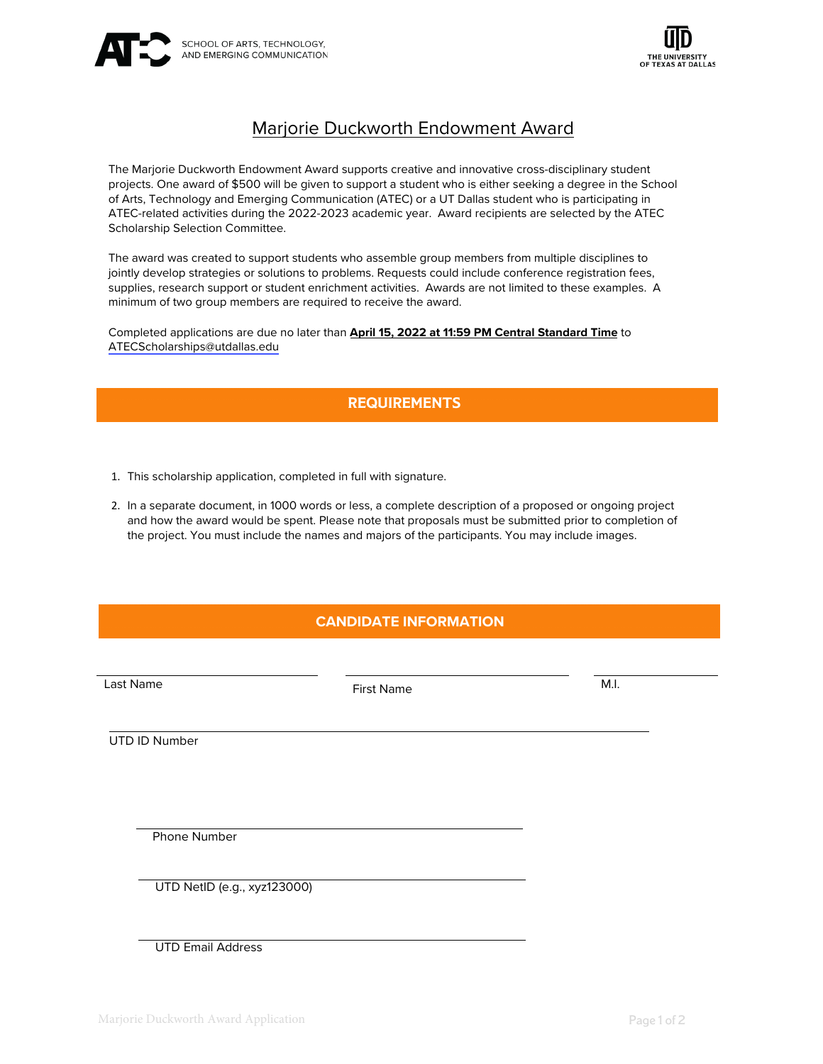SCHOOL OF ARTS, TECHNOLOGY, AND EMERGING COMMUNICATION

THE UNIVERSITY OF TEXAS AT DALLAS

# Marjorie Duckworth Endowment Award

The Marjorie Duckworth Endowment Award supports creative and innovative cross-disciplinary student projects. One award of $500 will be given to support a student who is either seeking a degree in the School of Arts, Technology and Emerging Communication (ATEC) or a UT Dallas student who is participating in ATEC-related activities during the 2022-2023 academic year. Award recipients are selected by the ATEC Scholarship Selection Committee.

The award was created to support students who assemble group members from multiple disciplines to jointly develop strategies or solutions to problems. Requests could include conference registration fees, supplies, research support or student enrichment activities. Awards are not limited to these examples. A minimum of two group members are required to receive the award.

Completed applications are due no later than **April 15, 2022 at 11:59 PM Central Standard Time** to ATECScholarships@utdallas.edu

## REQUIREMENTS

1. This scholarship application, completed in full with signature.
2. In a separate document, in 1000 words or less, a complete description of a proposed or ongoing project and how the award would be spent. Please note that proposals must be submitted prior to completion of the project. You must include the names and majors of the participants. You may include images.

## CANDIDATE INFORMATION

| Last Name | First Name | M.I. |
|---|---|---|

UTD ID Number

Phone Number

UTD NetID (e.g., xyz123000)

UTD Email Address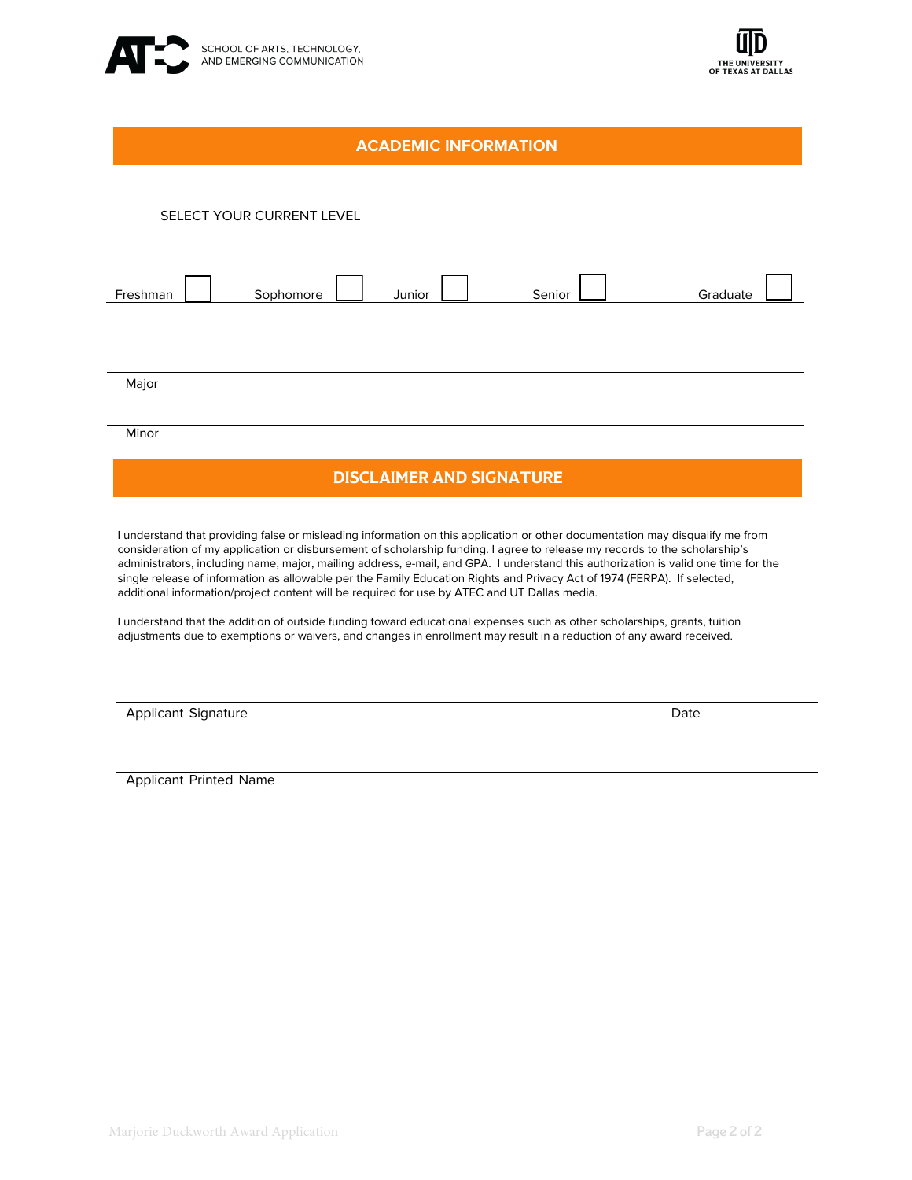SCHOOL OF ARTS, TECHNOLOGY, AND EMERGING COMMUNICATION

THE UNIVERSITY OF TEXAS AT DALLAS

## ACADEMIC INFORMATION

SELECT YOUR CURRENT LEVEL

Freshman ☐ Sophomore ☐ Junior ☐ Senior ☐ Graduate ☐

Major

Minor

## DISCLAIMER AND SIGNATURE

I understand that providing false or misleading information on this application or other documentation may disqualify me from consideration of my application or disbursement of scholarship funding. I agree to release my records to the scholarship's administrators, including name, major, mailing address, e-mail, and GPA. I understand this authorization is valid one time for the single release of information as allowable per the Family Education Rights and Privacy Act of 1974 (FERPA). If selected, additional information/project content will be required for use by ATEC and UT Dallas media.

I understand that the addition of outside funding toward educational expenses such as other scholarships, grants, tuition adjustments due to exemptions or waivers, and changes in enrollment may result in a reduction of any award received.

Applicant Signature                                                                                                    Date

Applicant Printed Name